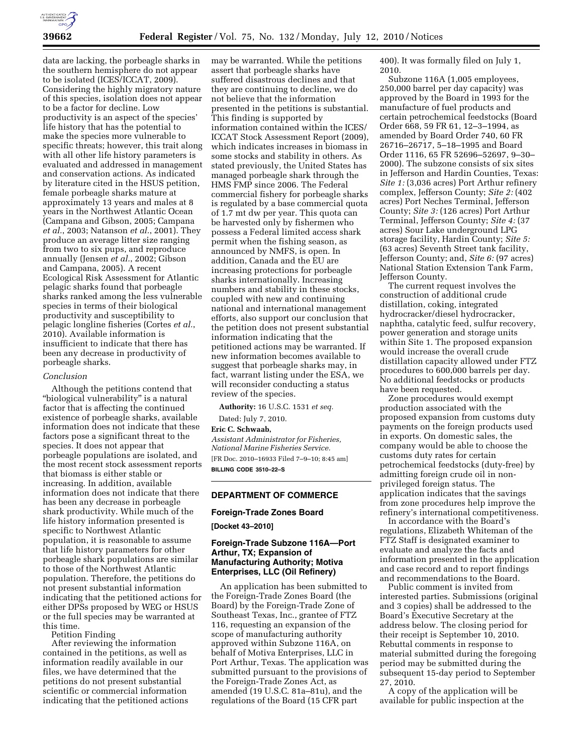data are lacking, the porbeagle sharks in the southern hemisphere do not appear to be isolated (ICES/ICCAT, 2009). Considering the highly migratory nature of this species, isolation does not appear to be a factor for decline. Low productivity is an aspect of the species' life history that has the potential to make the species more vulnerable to specific threats; however, this trait along with all other life history parameters is evaluated and addressed in management and conservation actions. As indicated by literature cited in the HSUS petition, female porbeagle sharks mature at approximately 13 years and males at 8 years in the Northwest Atlantic Ocean (Campana and Gibson, 2005; Campana *et al.*, 2003; Natanson *et al.*, 2001). They produce an average litter size ranging from two to six pups, and reproduce annually (Jensen *et al.*, 2002; Gibson and Campana, 2005). A recent Ecological Risk Assessment for Atlantic pelagic sharks found that porbeagle sharks ranked among the less vulnerable species in terms of their biological productivity and susceptibility to pelagic longline fisheries (Cortes *et al.*, 2010). Available information is insufficient to indicate that there has been any decrease in productivity of porbeagle sharks.

*Conclusion*

Although the petitions contend that "biological vulnerability" is a natural factor that is affecting the continued existence of porbeagle sharks, available information does not indicate that these factors pose a significant threat to the species. It does not appear that porbeagle populations are isolated, and the most recent stock assessment reports that biomass is either stable or increasing. In addition, available information does not indicate that there has been any decrease in porbeagle shark productivity. While much of the life history information presented is specific to Northwest Atlantic population, it is reasonable to assume that life history parameters for other porbeagle shark populations are similar to those of the Northwest Atlantic population. Therefore, the petitions do not present substantial information indicating that the petitioned actions for either DPSs proposed by WEG or HSUS or the full species may be warranted at this time.

Petition Finding

After reviewing the information contained in the petitions, as well as information readily available in our files, we have determined that the petitions do not present substantial scientific or commercial information indicating that the petitioned actions may be warranted. While the petitions assert that porbeagle sharks have suffered disastrous declines and that they are continuing to decline, we do not believe that the information presented in the petitions is substantial. This finding is supported by information contained within the ICES/ICCAT Stock Assessment Report (2009), which indicates increases in biomass in some stocks and stability in others. As stated previously, the United States has managed porbeagle shark through the HMS FMP since 2006. The Federal commercial fishery for porbeagle sharks is regulated by a base commercial quota of 1.7 mt dw per year. This quota can be harvested only by fishermen who possess a Federal limited access shark permit when the fishing season, as announced by NMFS, is open. In addition, Canada and the EU are increasing protections for porbeagle sharks internationally. Increasing numbers and stability in these stocks, coupled with new and continuing national and international management efforts, also support our conclusion that the petition does not present substantial information indicating that the petitioned actions may be warranted. If new information becomes available to suggest that porbeagle sharks may, in fact, warrant listing under the ESA, we will reconsider conducting a status review of the species.

**Authority:** 16 U.S.C. 1531 *et seq.*

Dated: July 7, 2010.

**Eric C. Schwaab,**

*Assistant Administrator for Fisheries, National Marine Fisheries Service.*

[FR Doc. 2010–16933 Filed 7–9–10; 8:45 am]

**BILLING CODE 3510–22–S**

## DEPARTMENT OF COMMERCE

### Foreign-Trade Zones Board

**[Docket 43–2010]**

### Foreign-Trade Subzone 116A—Port Arthur, TX; Expansion of Manufacturing Authority; Motiva Enterprises, LLC (Oil Refinery)

An application has been submitted to the Foreign-Trade Zones Board (the Board) by the Foreign-Trade Zone of Southeast Texas, Inc., grantee of FTZ 116, requesting an expansion of the scope of manufacturing authority approved within Subzone 116A, on behalf of Motiva Enterprises, LLC in Port Arthur, Texas. The application was submitted pursuant to the provisions of the Foreign-Trade Zones Act, as amended (19 U.S.C. 81a–81u), and the regulations of the Board (15 CFR part 400). It was formally filed on July 1, 2010.

Subzone 116A (1,005 employees, 250,000 barrel per day capacity) was approved by the Board in 1993 for the manufacture of fuel products and certain petrochemical feedstocks (Board Order 668, 59 FR 61, 12–3–1994, as amended by Board Order 740, 60 FR 26716–26717, 5–18–1995 and Board Order 1116, 65 FR 52696–52697, 9–30–2000). The subzone consists of six sites in Jefferson and Hardin Counties, Texas: *Site 1:* (3,036 acres) Port Arthur refinery complex, Jefferson County; *Site 2:* (402 acres) Port Neches Terminal, Jefferson County; *Site 3:* (126 acres) Port Arthur Terminal, Jefferson County; *Site 4:* (37 acres) Sour Lake underground LPG storage facility, Hardin County; *Site 5:* (63 acres) Seventh Street tank facility, Jefferson County; and, *Site 6:* (97 acres) National Station Extension Tank Farm, Jefferson County.

The current request involves the construction of additional crude distillation, coking, integrated hydrocracker/diesel hydrocracker, naphtha, catalytic feed, sulfur recovery, power generation and storage units within Site 1. The proposed expansion would increase the overall crude distillation capacity allowed under FTZ procedures to 600,000 barrels per day. No additional feedstocks or products have been requested.

Zone procedures would exempt production associated with the proposed expansion from customs duty payments on the foreign products used in exports. On domestic sales, the company would be able to choose the customs duty rates for certain petrochemical feedstocks (duty-free) by admitting foreign crude oil in non-privileged foreign status. The application indicates that the savings from zone procedures help improve the refinery's international competitiveness.

In accordance with the Board's regulations, Elizabeth Whiteman of the FTZ Staff is designated examiner to evaluate and analyze the facts and information presented in the application and case record and to report findings and recommendations to the Board.

Public comment is invited from interested parties. Submissions (original and 3 copies) shall be addressed to the Board's Executive Secretary at the address below. The closing period for their receipt is September 10, 2010. Rebuttal comments in response to material submitted during the foregoing period may be submitted during the subsequent 15-day period to September 27, 2010.

A copy of the application will be available for public inspection at the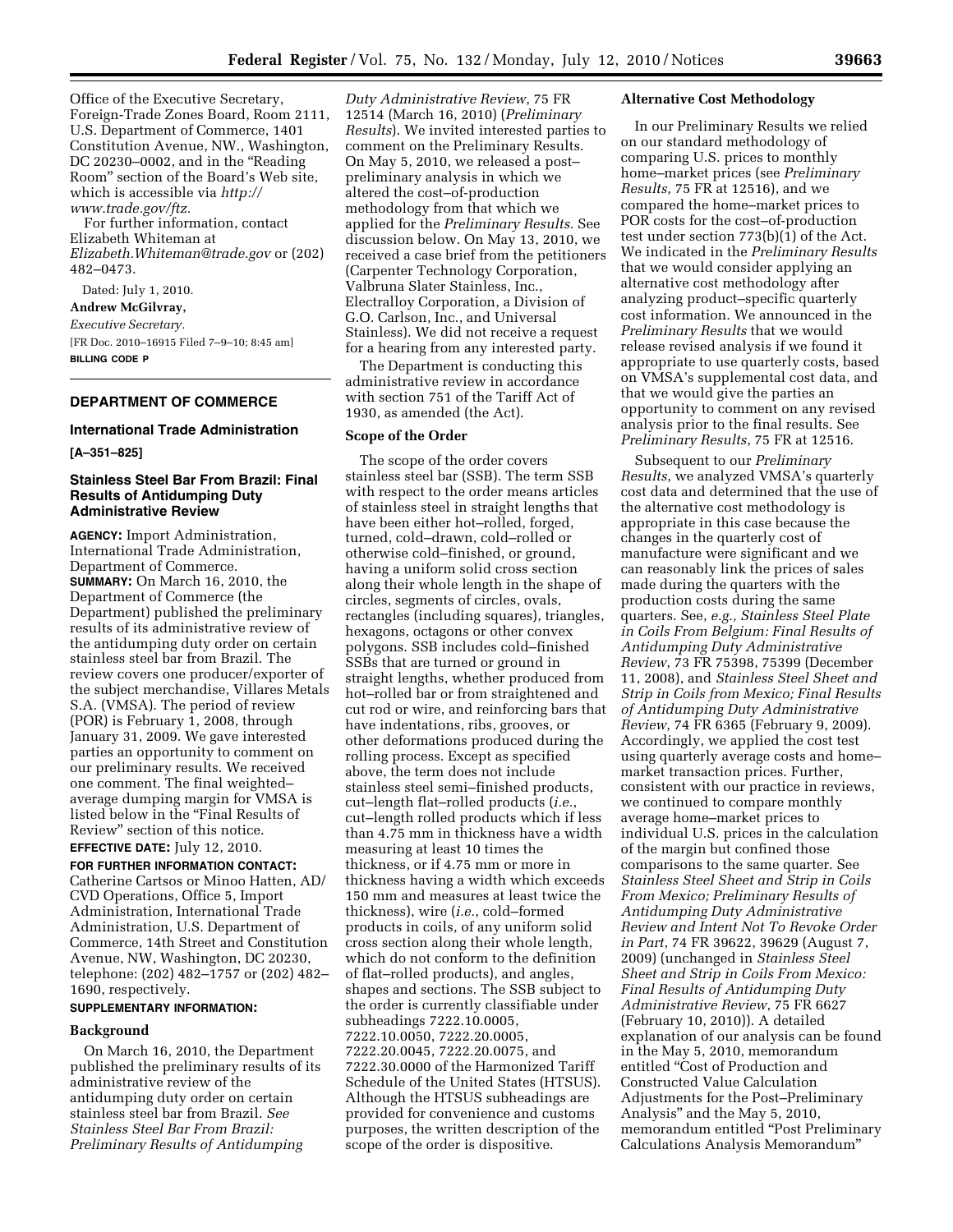Office of the Executive Secretary, Foreign-Trade Zones Board, Room 2111, U.S. Department of Commerce, 1401 Constitution Avenue, NW., Washington, DC 20230–0002, and in the "Reading Room" section of the Board's Web site, which is accessible via *http://www.trade.gov/ftz.*

For further information, contact Elizabeth Whiteman at *Elizabeth.Whiteman@trade.gov* or (202) 482–0473.

Dated: July 1, 2010.

**Andrew McGilvray,**

*Executive Secretary.*

[FR Doc. 2010–16915 Filed 7–9–10; 8:45 am]

**BILLING CODE P**

---

## DEPARTMENT OF COMMERCE

### International Trade Administration

**[A–351–825]**

### Stainless Steel Bar From Brazil: Final Results of Antidumping Duty Administrative Review

**AGENCY:** Import Administration, International Trade Administration, Department of Commerce.

**SUMMARY:** On March 16, 2010, the Department of Commerce (the Department) published the preliminary results of its administrative review of the antidumping duty order on certain stainless steel bar from Brazil. The review covers one producer/exporter of the subject merchandise, Villares Metals S.A. (VMSA). The period of review (POR) is February 1, 2008, through January 31, 2009. We gave interested parties an opportunity to comment on our preliminary results. We received one comment. The final weighted–average dumping margin for VMSA is listed below in the "Final Results of Review" section of this notice.

**EFFECTIVE DATE:** July 12, 2010.

**FOR FURTHER INFORMATION CONTACT:** Catherine Cartsos or Minoo Hatten, AD/CVD Operations, Office 5, Import Administration, International Trade Administration, U.S. Department of Commerce, 14th Street and Constitution Avenue, NW, Washington, DC 20230, telephone: (202) 482–1757 or (202) 482–1690, respectively.

**SUPPLEMENTARY INFORMATION:**

#### Background

On March 16, 2010, the Department published the preliminary results of its administrative review of the antidumping duty order on certain stainless steel bar from Brazil. *See Stainless Steel Bar From Brazil: Preliminary Results of Antidumping Duty Administrative Review*, 75 FR 12514 (March 16, 2010) (*Preliminary Results*). We invited interested parties to comment on the Preliminary Results. On May 5, 2010, we released a post–preliminary analysis in which we altered the cost–of-production methodology from that which we applied for the *Preliminary Results*. See discussion below. On May 13, 2010, we received a case brief from the petitioners (Carpenter Technology Corporation, Valbruna Slater Stainless, Inc., Electralloy Corporation, a Division of G.O. Carlson, Inc., and Universal Stainless). We did not receive a request for a hearing from any interested party.

The Department is conducting this administrative review in accordance with section 751 of the Tariff Act of 1930, as amended (the Act).

#### Scope of the Order

The scope of the order covers stainless steel bar (SSB). The term SSB with respect to the order means articles of stainless steel in straight lengths that have been either hot–rolled, forged, turned, cold–drawn, cold–rolled or otherwise cold–finished, or ground, having a uniform solid cross section along their whole length in the shape of circles, segments of circles, ovals, rectangles (including squares), triangles, hexagons, octagons or other convex polygons. SSB includes cold–finished SSBs that are turned or ground in straight lengths, whether produced from hot–rolled bar or from straightened and cut rod or wire, and reinforcing bars that have indentations, ribs, grooves, or other deformations produced during the rolling process. Except as specified above, the term does not include stainless steel semi–finished products, cut–length flat–rolled products (*i.e.*, cut–length rolled products which if less than 4.75 mm in thickness have a width measuring at least 10 times the thickness, or if 4.75 mm or more in thickness having a width which exceeds 150 mm and measures at least twice the thickness), wire (*i.e.*, cold–formed products in coils, of any uniform solid cross section along their whole length, which do not conform to the definition of flat–rolled products), and angles, shapes and sections. The SSB subject to the order is currently classifiable under subheadings 7222.10.0005, 7222.10.0050, 7222.20.0005, 7222.20.0045, 7222.20.0075, and 7222.30.0000 of the Harmonized Tariff Schedule of the United States (HTSUS). Although the HTSUS subheadings are provided for convenience and customs purposes, the written description of the scope of the order is dispositive.

#### Alternative Cost Methodology

In our Preliminary Results we relied on our standard methodology of comparing U.S. prices to monthly home–market prices (see *Preliminary Results*, 75 FR at 12516), and we compared the home–market prices to POR costs for the cost–of-production test under section 773(b)(1) of the Act. We indicated in the *Preliminary Results* that we would consider applying an alternative cost methodology after analyzing product–specific quarterly cost information. We announced in the *Preliminary Results* that we would release revised analysis if we found it appropriate to use quarterly costs, based on VMSA's supplemental cost data, and that we would give the parties an opportunity to comment on any revised analysis prior to the final results. See *Preliminary Results*, 75 FR at 12516.

Subsequent to our *Preliminary Results*, we analyzed VMSA's quarterly cost data and determined that the use of the alternative cost methodology is appropriate in this case because the changes in the quarterly cost of manufacture were significant and we can reasonably link the prices of sales made during the quarters with the production costs during the same quarters. See, *e.g., Stainless Steel Plate in Coils From Belgium: Final Results of Antidumping Duty Administrative Review*, 73 FR 75398, 75399 (December 11, 2008), and *Stainless Steel Sheet and Strip in Coils from Mexico; Final Results of Antidumping Duty Administrative Review*, 74 FR 6365 (February 9, 2009). Accordingly, we applied the cost test using quarterly average costs and home–market transaction prices. Further, consistent with our practice in reviews, we continued to compare monthly average home–market prices to individual U.S. prices in the calculation of the margin but confined those comparisons to the same quarter. See *Stainless Steel Sheet and Strip in Coils From Mexico; Preliminary Results of Antidumping Duty Administrative Review and Intent Not To Revoke Order in Part*, 74 FR 39622, 39629 (August 7, 2009) (unchanged in *Stainless Steel Sheet and Strip in Coils From Mexico: Final Results of Antidumping Duty Administrative Review*, 75 FR 6627 (February 10, 2010)). A detailed explanation of our analysis can be found in the May 5, 2010, memorandum entitled "Cost of Production and Constructed Value Calculation Adjustments for the Post–Preliminary Analysis" and the May 5, 2010, memorandum entitled "Post Preliminary Calculations Analysis Memorandum"